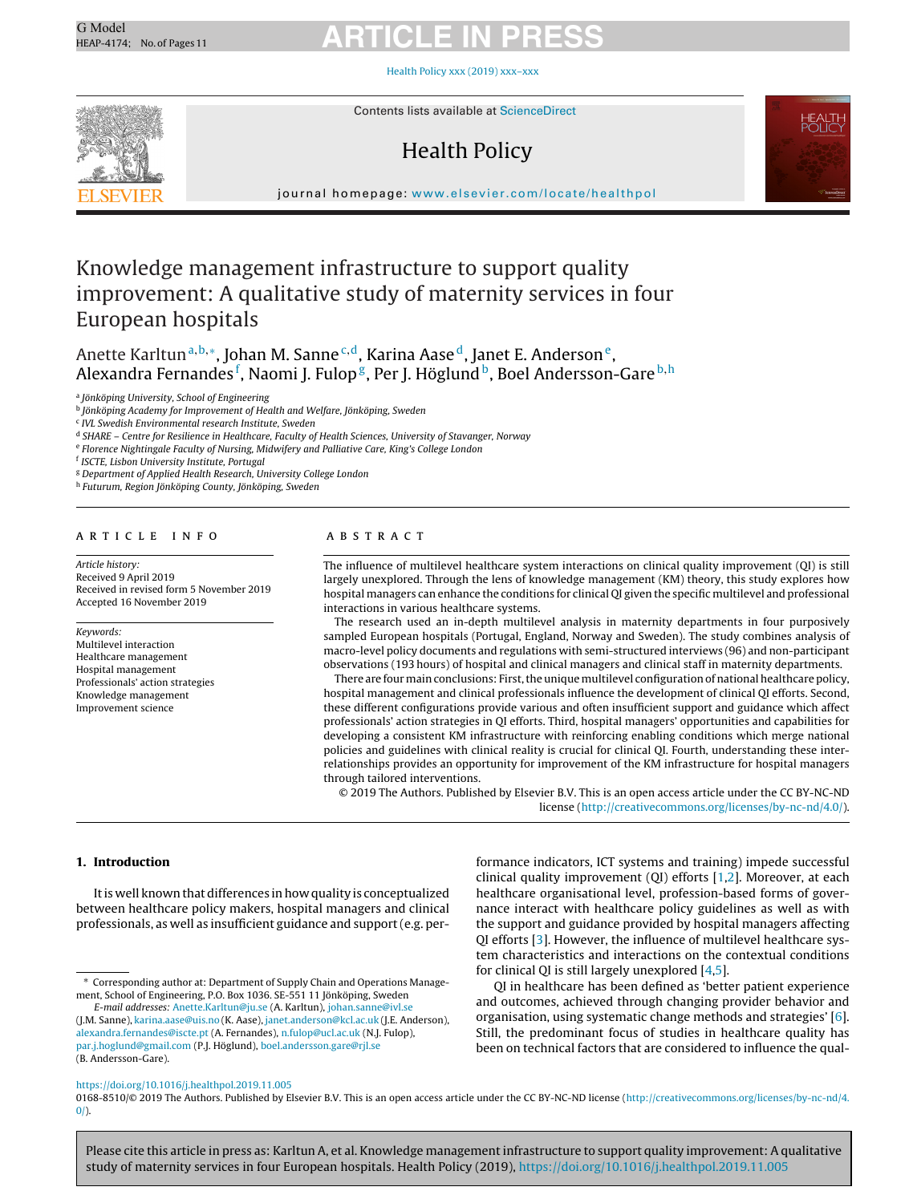# Knowledge management infrastructure to support quality improvement: A qualitative study of maternity services in four European hospitals

Anette Karltun[a,b,*], Johan M. Sanne[c,d], Karina Aase[d], Janet E. Anderson[e], Alexandra Fernandes[f], Naomi J. Fulop[g], Per J. Höglund[b], Boel Andersson-Gare[b,h]

[a] Jönköping University, School of Engineering
[b] Jönköping Academy for Improvement of Health and Welfare, Jönköping, Sweden
[c] IVL Swedish Environmental research Institute, Sweden
[d] SHARE – Centre for Resilience in Healthcare, Faculty of Health Sciences, University of Stavanger, Norway
[e] Florence Nightingale Faculty of Nursing, Midwifery and Palliative Care, King's College London
[f] ISCTE, Lisbon University Institute, Portugal
[g] Department of Applied Health Research, University College London
[h] Futurum, Region Jönköping County, Jönköping, Sweden

## ARTICLE INFO

*Article history:*
Received 9 April 2019
Received in revised form 5 November 2019
Accepted 16 November 2019

*Keywords:*
Multilevel interaction
Healthcare management
Hospital management
Professionals' action strategies
Knowledge management
Improvement science

## ABSTRACT

The influence of multilevel healthcare system interactions on clinical quality improvement (QI) is still largely unexplored. Through the lens of knowledge management (KM) theory, this study explores how hospital managers can enhance the conditions for clinical QI given the specific multilevel and professional interactions in various healthcare systems.

The research used an in-depth multilevel analysis in maternity departments in four purposively sampled European hospitals (Portugal, England, Norway and Sweden). The study combines analysis of macro-level policy documents and regulations with semi-structured interviews (96) and non-participant observations (193 hours) of hospital and clinical managers and clinical staff in maternity departments.

There are four main conclusions: First, the unique multilevel configuration of national healthcare policy, hospital management and clinical professionals influence the development of clinical QI efforts. Second, these different configurations provide various and often insufficient support and guidance which affect professionals' action strategies in QI efforts. Third, hospital managers' opportunities and capabilities for developing a consistent KM infrastructure with reinforcing enabling conditions which merge national policies and guidelines with clinical reality is crucial for clinical QI. Fourth, understanding these interrelationships provides an opportunity for improvement of the KM infrastructure for hospital managers through tailored interventions.

© 2019 The Authors. Published by Elsevier B.V. This is an open access article under the CC BY-NC-ND license (http://creativecommons.org/licenses/by-nc-nd/4.0/).

## 1. Introduction

It is well known that differences in how quality is conceptualized between healthcare policy makers, hospital managers and clinical professionals, as well as insufficient guidance and support (e.g. performance indicators, ICT systems and training) impede successful clinical quality improvement (QI) efforts [1,2]. Moreover, at each healthcare organisational level, profession-based forms of governance interact with healthcare policy guidelines as well as with the support and guidance provided by hospital managers affecting QI efforts [3]. However, the influence of multilevel healthcare system characteristics and interactions on the contextual conditions for clinical QI is still largely unexplored [4,5].

QI in healthcare has been defined as 'better patient experience and outcomes, achieved through changing provider behavior and organisation, using systematic change methods and strategies' [6]. Still, the predominant focus of studies in healthcare quality has been on technical factors that are considered to influence the qual-

* Corresponding author at: Department of Supply Chain and Operations Management, School of Engineering, P.O. Box 1036. SE-551 11 Jönköping, Sweden
*E-mail addresses:* Anette.Karltun@ju.se (A. Karltun), johan.sanne@ivl.se (J.M. Sanne), karina.aase@uis.no (K. Aase), janet.anderson@kcl.ac.uk (J.E. Anderson), alexandra.fernandes@iscte.pt (A. Fernandes), n.fulop@ucl.ac.uk (N.J. Fulop), par.j.hoglund@gmail.com (P.J. Höglund), boel.andersson.gare@rjl.se (B. Andersson-Gare).

https://doi.org/10.1016/j.healthpol.2019.11.005
0168-8510/© 2019 The Authors. Published by Elsevier B.V. This is an open access article under the CC BY-NC license (http://creativecommons.org/licenses/by-nc-nd/4.0/).

Please cite this article in press as: Karltun A, et al. Knowledge management infrastructure to support quality improvement: A qualitative study of maternity services in four European hospitals. Health Policy (2019), https://doi.org/10.1016/j.healthpol.2019.11.005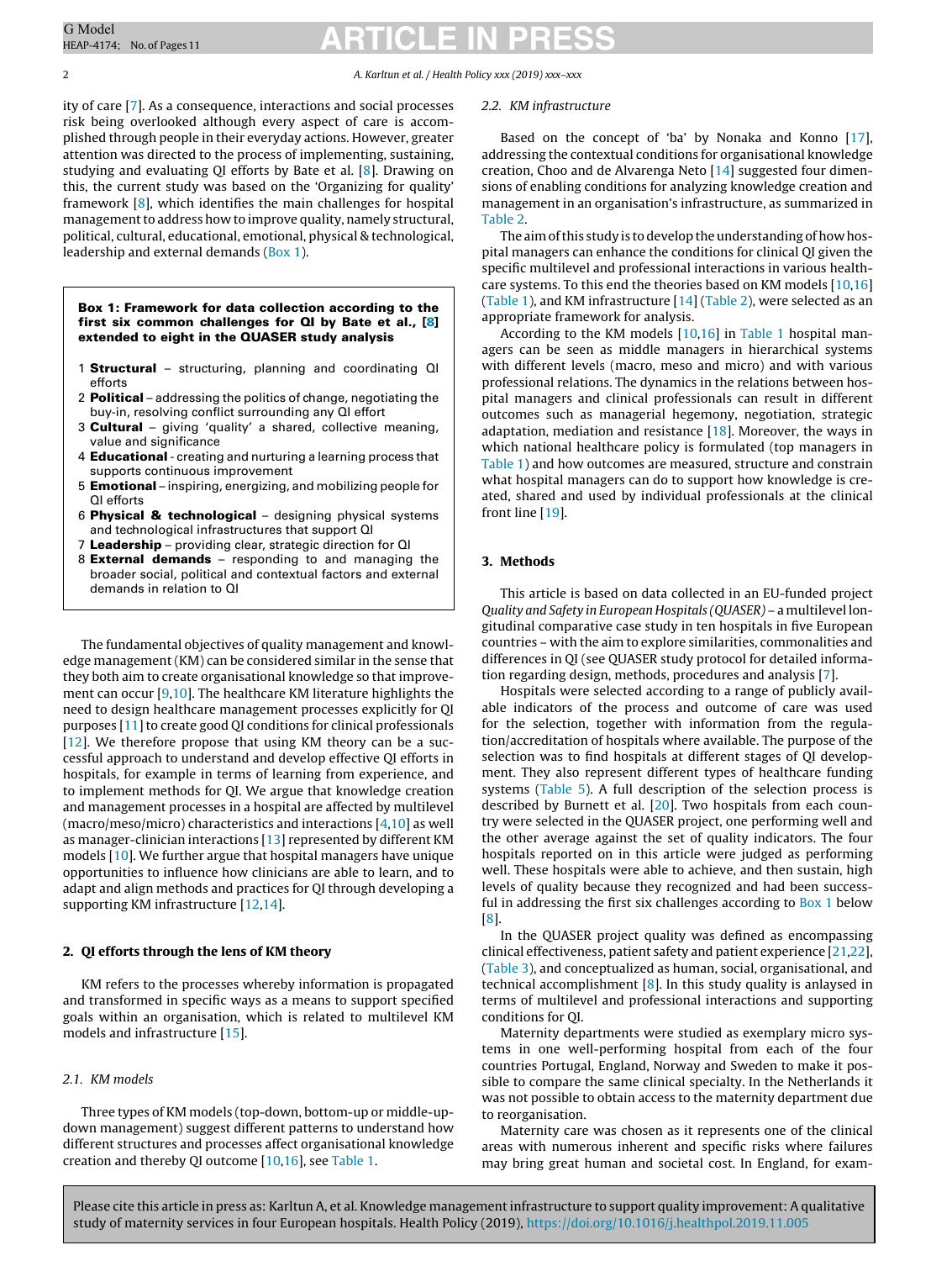ity of care [7]. As a consequence, interactions and social processes risk being overlooked although every aspect of care is accomplished through people in their everyday actions. However, greater attention was directed to the process of implementing, sustaining, studying and evaluating QI efforts by Bate et al. [8]. Drawing on this, the current study was based on the 'Organizing for quality' framework [8], which identifies the main challenges for hospital management to address how to improve quality, namely structural, political, cultural, educational, emotional, physical & technological, leadership and external demands (Box 1).

**Box 1: Framework for data collection according to the first six common challenges for QI by Bate et al., [8] extended to eight in the QUASER study analysis**

1. **Structural** – structuring, planning and coordinating QI efforts
2. **Political** – addressing the politics of change, negotiating the buy-in, resolving conflict surrounding any QI effort
3. **Cultural** – giving 'quality' a shared, collective meaning, value and significance
4. **Educational** - creating and nurturing a learning process that supports continuous improvement
5. **Emotional** – inspiring, energizing, and mobilizing people for QI efforts
6. **Physical & technological** – designing physical systems and technological infrastructures that support QI
7. **Leadership** – providing clear, strategic direction for QI
8. **External demands** – responding to and managing the broader social, political and contextual factors and external demands in relation to QI

The fundamental objectives of quality management and knowledge management (KM) can be considered similar in the sense that they both aim to create organisational knowledge so that improvement can occur [9,10]. The healthcare KM literature highlights the need to design healthcare management processes explicitly for QI purposes [11] to create good QI conditions for clinical professionals [12]. We therefore propose that using KM theory can be a successful approach to understand and develop effective QI efforts in hospitals, for example in terms of learning from experience, and to implement methods for QI. We argue that knowledge creation and management processes in a hospital are affected by multilevel (macro/meso/micro) characteristics and interactions [4,10] as well as manager-clinician interactions [13] represented by different KM models [10]. We further argue that hospital managers have unique opportunities to influence how clinicians are able to learn, and to adapt and align methods and practices for QI through developing a supporting KM infrastructure [12,14].

## 2. QI efforts through the lens of KM theory

KM refers to the processes whereby information is propagated and transformed in specific ways as a means to support specified goals within an organisation, which is related to multilevel KM models and infrastructure [15].

### 2.1. KM models

Three types of KM models (top-down, bottom-up or middle-up-down management) suggest different patterns to understand how different structures and processes affect organisational knowledge creation and thereby QI outcome [10,16], see Table 1.

### 2.2. KM infrastructure

Based on the concept of 'ba' by Nonaka and Konno [17], addressing the contextual conditions for organisational knowledge creation, Choo and de Alvarenga Neto [14] suggested four dimensions of enabling conditions for analyzing knowledge creation and management in an organisation's infrastructure, as summarized in Table 2.

The aim of this study is to develop the understanding of how hospital managers can enhance the conditions for clinical QI given the specific multilevel and professional interactions in various healthcare systems. To this end the theories based on KM models [10,16] (Table 1), and KM infrastructure [14] (Table 2), were selected as an appropriate framework for analysis.

According to the KM models [10,16] in Table 1 hospital managers can be seen as middle managers in hierarchical systems with different levels (macro, meso and micro) and with various professional relations. The dynamics in the relations between hospital managers and clinical professionals can result in different outcomes such as managerial hegemony, negotiation, strategic adaptation, mediation and resistance [18]. Moreover, the ways in which national healthcare policy is formulated (top managers in Table 1) and how outcomes are measured, structure and constrain what hospital managers can do to support how knowledge is created, shared and used by individual professionals at the clinical front line [19].

## 3. Methods

This article is based on data collected in an EU-funded project *Quality and Safety in European Hospitals (QUASER)* – a multilevel longitudinal comparative case study in ten hospitals in five European countries – with the aim to explore similarities, commonalities and differences in QI (see QUASER study protocol for detailed information regarding design, methods, procedures and analysis [7].

Hospitals were selected according to a range of publicly available indicators of the process and outcome of care was used for the selection, together with information from the regulation/accreditation of hospitals where available. The purpose of the selection was to find hospitals at different stages of QI development. They also represent different types of healthcare funding systems (Table 5). A full description of the selection process is described by Burnett et al. [20]. Two hospitals from each country were selected in the QUASER project, one performing well and the other average against the set of quality indicators. The four hospitals reported on in this article were judged as performing well. These hospitals were able to achieve, and then sustain, high levels of quality because they recognized and had been successful in addressing the first six challenges according to Box 1 below [8].

In the QUASER project quality was defined as encompassing clinical effectiveness, patient safety and patient experience [21,22], (Table 3), and conceptualized as human, social, organisational, and technical accomplishment [8]. In this study quality is anlaysed in terms of multilevel and professional interactions and supporting conditions for QI.

Maternity departments were studied as exemplary micro systems in one well-performing hospital from each of the four countries Portugal, England, Norway and Sweden to make it possible to compare the same clinical specialty. In the Netherlands it was not possible to obtain access to the maternity department due to reorganisation.

Maternity care was chosen as it represents one of the clinical areas with numerous inherent and specific risks where failures may bring great human and societal cost. In England, for exam-

Please cite this article in press as: Karltun A, et al. Knowledge management infrastructure to support quality improvement: A qualitative study of maternity services in four European hospitals. Health Policy (2019), https://doi.org/10.1016/j.healthpol.2019.11.005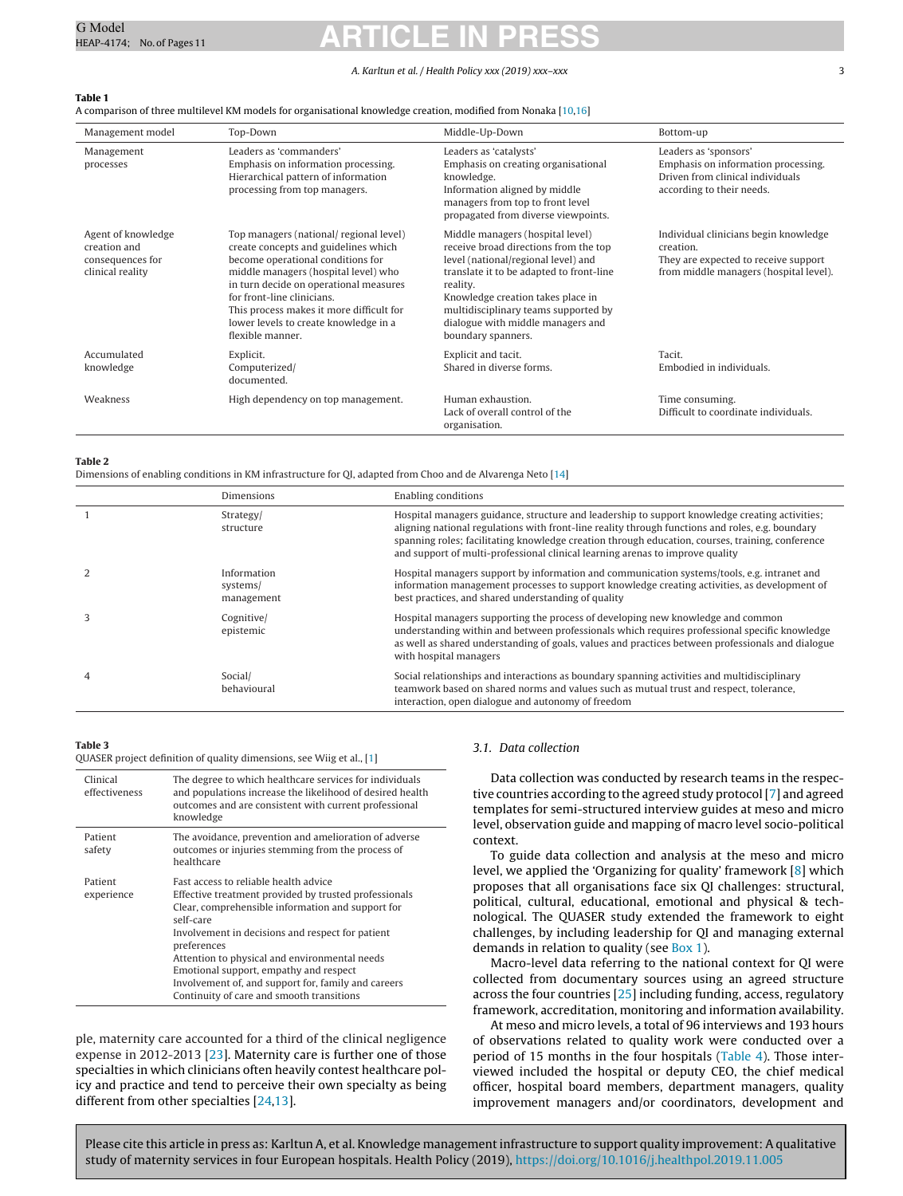**Table 1**
A comparison of three multilevel KM models for organisational knowledge creation, modified from Nonaka [10,16]

| Management model | Top-Down | Middle-Up-Down | Bottom-up |
|---|---|---|---|
| Management processes | Leaders as 'commanders'<br>Emphasis on information processing.<br>Hierarchical pattern of information processing from top managers. | Leaders as 'catalysts'<br>Emphasis on creating organisational knowledge.<br>Information aligned by middle managers from top to front level propagated from diverse viewpoints. | Leaders as 'sponsors'<br>Emphasis on information processing.<br>Driven from clinical individuals according to their needs. |
| Agent of knowledge creation and consequences for clinical reality | Top managers (national/ regional level) create concepts and guidelines which become operational conditions for middle managers (hospital level) who in turn decide on operational measures for front-line clinicians.<br>This process makes it more difficult for lower levels to create knowledge in a flexible manner. | Middle managers (hospital level) receive broad directions from the top level (national/regional level) and translate it to be adapted to front-line reality.<br>Knowledge creation takes place in multidisciplinary teams supported by dialogue with middle managers and boundary spanners. | Individual clinicians begin knowledge creation.<br>They are expected to receive support from middle managers (hospital level). |
| Accumulated knowledge | Explicit.<br>Computerized/ documented. | Explicit and tacit.<br>Shared in diverse forms. | Tacit.<br>Embodied in individuals. |
| Weakness | High dependency on top management. | Human exhaustion.<br>Lack of overall control of the organisation. | Time consuming.<br>Difficult to coordinate individuals. |

**Table 2**
Dimensions of enabling conditions in KM infrastructure for QI, adapted from Choo and de Alvarenga Neto [14]

| | Dimensions | Enabling conditions |
|---|---|---|
| 1 | Strategy/ structure | Hospital managers guidance, structure and leadership to support knowledge creating activities; aligning national regulations with front-line reality through functions and roles, e.g. boundary spanning roles; facilitating knowledge creation through education, courses, training, conference and support of multi-professional clinical learning arenas to improve quality |
| 2 | Information systems/ management | Hospital managers support by information and communication systems/tools, e.g. intranet and information management processes to support knowledge creating activities, as development of best practices, and shared understanding of quality |
| 3 | Cognitive/ epistemic | Hospital managers supporting the process of developing new knowledge and common understanding within and between professionals which requires professional specific knowledge as well as shared understanding of goals, values and practices between professionals and dialogue with hospital managers |
| 4 | Social/ behavioural | Social relationships and interactions as boundary spanning activities and multidisciplinary teamwork based on shared norms and values such as mutual trust and respect, tolerance, interaction, open dialogue and autonomy of freedom |

**Table 3**
QUASER project definition of quality dimensions, see Wiig et al., [1]

| | |
|---|---|
| Clinical effectiveness | The degree to which healthcare services for individuals and populations increase the likelihood of desired health outcomes and are consistent with current professional knowledge |
| Patient safety | The avoidance, prevention and amelioration of adverse outcomes or injuries stemming from the process of healthcare |
| Patient experience | Fast access to reliable health advice<br>Effective treatment provided by trusted professionals<br>Clear, comprehensible information and support for self-care<br>Involvement in decisions and respect for patient preferences<br>Attention to physical and environmental needs<br>Emotional support, empathy and respect<br>Involvement of, and support for, family and careers<br>Continuity of care and smooth transitions |

ple, maternity care accounted for a third of the clinical negligence expense in 2012-2013 [23]. Maternity care is further one of those specialties in which clinicians often heavily contest healthcare policy and practice and tend to perceive their own specialty as being different from other specialties [24,13].

### 3.1. Data collection

Data collection was conducted by research teams in the respective countries according to the agreed study protocol [7] and agreed templates for semi-structured interview guides at meso and micro level, observation guide and mapping of macro level socio-political context.

To guide data collection and analysis at the meso and micro level, we applied the 'Organizing for quality' framework [8] which proposes that all organisations face six QI challenges: structural, political, cultural, educational, emotional and physical & technological. The QUASER study extended the framework to eight challenges, by including leadership for QI and managing external demands in relation to quality (see Box 1).

Macro-level data referring to the national context for QI were collected from documentary sources using an agreed structure across the four countries [25] including funding, access, regulatory framework, accreditation, monitoring and information availability.

At meso and micro levels, a total of 96 interviews and 193 hours of observations related to quality work were conducted over a period of 15 months in the four hospitals (Table 4). Those interviewed included the hospital or deputy CEO, the chief medical officer, hospital board members, department managers, quality improvement managers and/or coordinators, development and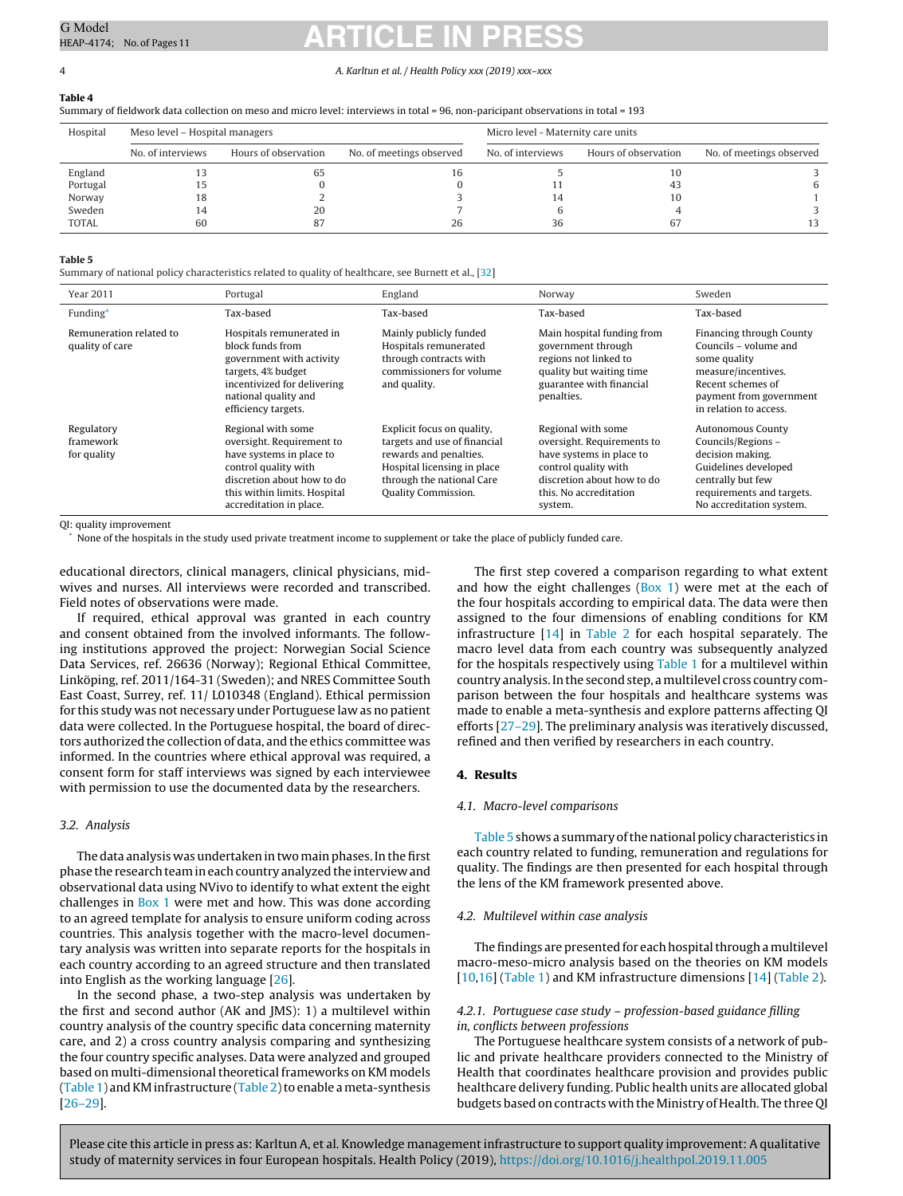**Table 4**
Summary of fieldwork data collection on meso and micro level: interviews in total = 96, non-paricipant observations in total = 193

| Hospital | Meso level – Hospital managers | | | Micro level - Maternity care units | | |
|---|---|---|---|---|---|---|
| | No. of interviews | Hours of observation | No. of meetings observed | No. of interviews | Hours of observation | No. of meetings observed |
| England | 13 | 65 | 16 | 5 | 10 | 3 |
| Portugal | 15 | 0 | 0 | 11 | 43 | 6 |
| Norway | 18 | 2 | 3 | 14 | 10 | 1 |
| Sweden | 14 | 20 | 7 | 6 | 4 | 3 |
| TOTAL | 60 | 87 | 26 | 36 | 67 | 13 |

**Table 5**
Summary of national policy characteristics related to quality of healthcare, see Burnett et al., [32]

| Year 2011 | Portugal | England | Norway | Sweden |
|---|---|---|---|---|
| Funding* | Tax-based | Tax-based | Tax-based | Tax-based |
| Remuneration related to quality of care | Hospitals remunerated in block funds from government with activity targets, 4% budget incentivized for delivering national quality and efficiency targets. | Mainly publicly funded Hospitals remunerated through contracts with commissioners for volume and quality. | Main hospital funding from government through regions not linked to quality but waiting time guarantee with financial penalties. | Financing through County Councils – volume and some quality measure/incentives. Recent schemes of payment from government in relation to access. |
| Regulatory framework for quality | Regional with some oversight. Requirement to have systems in place to control quality with discretion about how to do this within limits. Hospital accreditation in place. | Explicit focus on quality, targets and use of financial rewards and penalties. Hospital licensing in place through the national Care Quality Commission. | Regional with some oversight. Requirements to have systems in place to control quality with discretion about how to do this. No accreditation system. | Autonomous County Councils/Regions – decision making. Guidelines developed centrally but few requirements and targets. No accreditation system. |

QI: quality improvement
* None of the hospitals in the study used private treatment income to supplement or take the place of publicly funded care.

educational directors, clinical managers, clinical physicians, midwives and nurses. All interviews were recorded and transcribed. Field notes of observations were made.

If required, ethical approval was granted in each country and consent obtained from the involved informants. The following institutions approved the project: Norwegian Social Science Data Services, ref. 26636 (Norway); Regional Ethical Committee, Linköping, ref. 2011/164-31 (Sweden); and NRES Committee South East Coast, Surrey, ref. 11/ L010348 (England). Ethical permission for this study was not necessary under Portuguese law as no patient data were collected. In the Portuguese hospital, the board of directors authorized the collection of data, and the ethics committee was informed. In the countries where ethical approval was required, a consent form for staff interviews was signed by each interviewee with permission to use the documented data by the researchers.

### 3.2. Analysis

The data analysis was undertaken in two main phases. In the first phase the research team in each country analyzed the interview and observational data using NVivo to identify to what extent the eight challenges in Box 1 were met and how. This was done according to an agreed template for analysis to ensure uniform coding across countries. This analysis together with the macro-level documentary analysis was written into separate reports for the hospitals in each country according to an agreed structure and then translated into English as the working language [26].

In the second phase, a two-step analysis was undertaken by the first and second author (AK and JMS): 1) a multilevel within country analysis of the country specific data concerning maternity care, and 2) a cross country analysis comparing and synthesizing the four country specific analyses. Data were analyzed and grouped based on multi-dimensional theoretical frameworks on KM models (Table 1) and KM infrastructure (Table 2) to enable a meta-synthesis [26–29].

The first step covered a comparison regarding to what extent and how the eight challenges (Box 1) were met at the each of the four hospitals according to empirical data. The data were then assigned to the four dimensions of enabling conditions for KM infrastructure [14] in Table 2 for each hospital separately. The macro level data from each country was subsequently analyzed for the hospitals respectively using Table 1 for a multilevel within country analysis. In the second step, a multilevel cross country comparison between the four hospitals and healthcare systems was made to enable a meta-synthesis and explore patterns affecting QI efforts [27–29]. The preliminary analysis was iteratively discussed, refined and then verified by researchers in each country.

## 4. Results

### 4.1. Macro-level comparisons

Table 5 shows a summary of the national policy characteristics in each country related to funding, remuneration and regulations for quality. The findings are then presented for each hospital through the lens of the KM framework presented above.

### 4.2. Multilevel within case analysis

The findings are presented for each hospital through a multilevel macro-meso-micro analysis based on the theories on KM models [10,16] (Table 1) and KM infrastructure dimensions [14] (Table 2).

#### 4.2.1. Portuguese case study – profession-based guidance filling in, conflicts between professions

The Portuguese healthcare system consists of a network of public and private healthcare providers connected to the Ministry of Health that coordinates healthcare provision and provides public healthcare delivery funding. Public health units are allocated global budgets based on contracts with the Ministry of Health. The three QI

Please cite this article in press as: Karltun A, et al. Knowledge management infrastructure to support quality improvement: A qualitative study of maternity services in four European hospitals. Health Policy (2019), https://doi.org/10.1016/j.healthpol.2019.11.005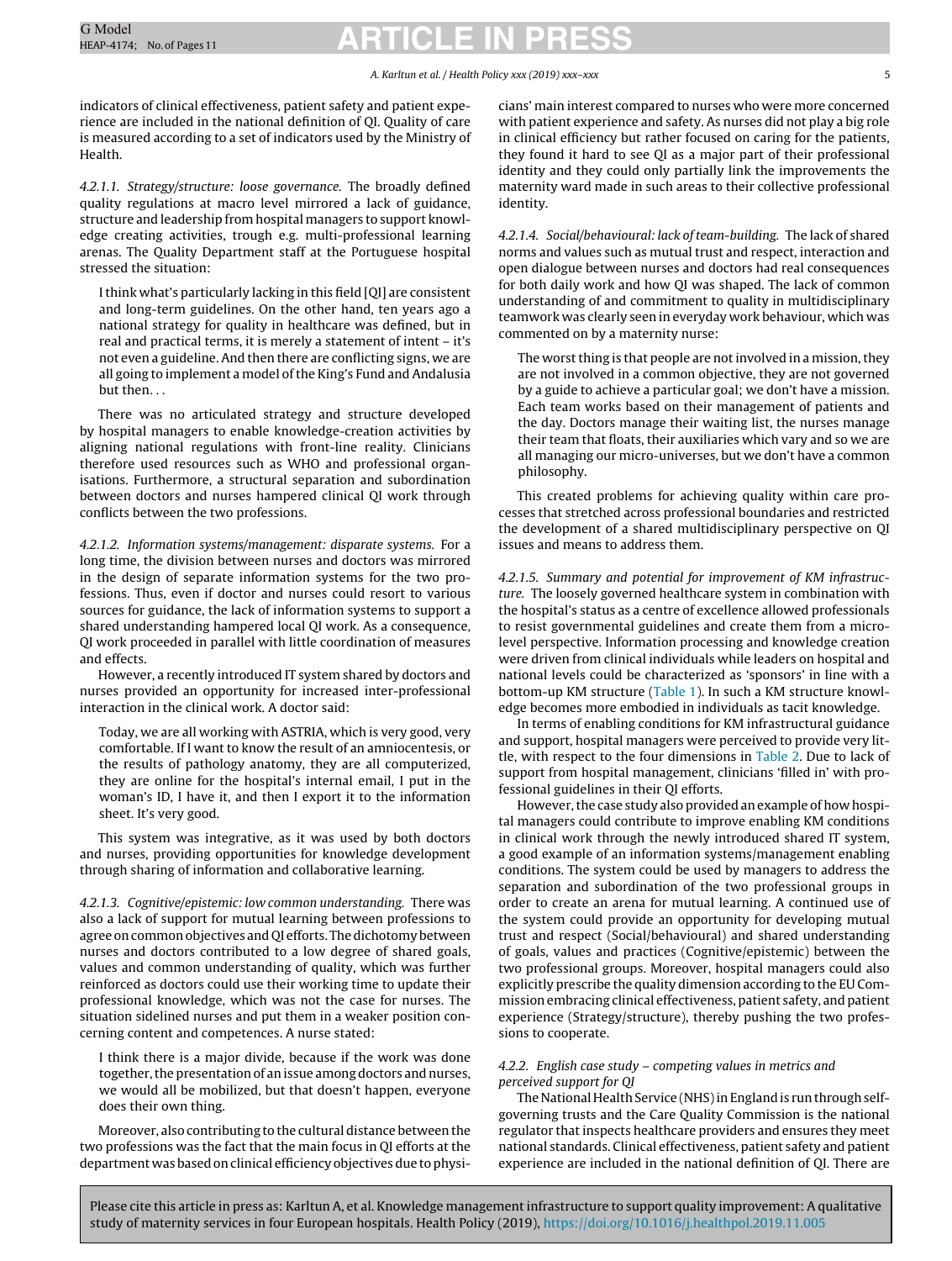indicators of clinical effectiveness, patient safety and patient experience are included in the national definition of QI. Quality of care is measured according to a set of indicators used by the Ministry of Health.

*4.2.1.1. Strategy/structure: loose governance.* The broadly defined quality regulations at macro level mirrored a lack of guidance, structure and leadership from hospital managers to support knowledge creating activities, trough e.g. multi-professional learning arenas. The Quality Department staff at the Portuguese hospital stressed the situation:

> I think what's particularly lacking in this field [QI] are consistent and long-term guidelines. On the other hand, ten years ago a national strategy for quality in healthcare was defined, but in real and practical terms, it is merely a statement of intent – it's not even a guideline. And then there are conflicting signs, we are all going to implement a model of the King's Fund and Andalusia but then. . .

There was no articulated strategy and structure developed by hospital managers to enable knowledge-creation activities by aligning national regulations with front-line reality. Clinicians therefore used resources such as WHO and professional organisations. Furthermore, a structural separation and subordination between doctors and nurses hampered clinical QI work through conflicts between the two professions.

*4.2.1.2. Information systems/management: disparate systems.* For a long time, the division between nurses and doctors was mirrored in the design of separate information systems for the two professions. Thus, even if doctor and nurses could resort to various sources for guidance, the lack of information systems to support a shared understanding hampered local QI work. As a consequence, QI work proceeded in parallel with little coordination of measures and effects.

However, a recently introduced IT system shared by doctors and nurses provided an opportunity for increased inter-professional interaction in the clinical work. A doctor said:

> Today, we are all working with ASTRIA, which is very good, very comfortable. If I want to know the result of an amniocentesis, or the results of pathology anatomy, they are all computerized, they are online for the hospital's internal email, I put in the woman's ID, I have it, and then I export it to the information sheet. It's very good.

This system was integrative, as it was used by both doctors and nurses, providing opportunities for knowledge development through sharing of information and collaborative learning.

*4.2.1.3. Cognitive/epistemic: low common understanding.* There was also a lack of support for mutual learning between professions to agree on common objectives and QI efforts. The dichotomy between nurses and doctors contributed to a low degree of shared goals, values and common understanding of quality, which was further reinforced as doctors could use their working time to update their professional knowledge, which was not the case for nurses. The situation sidelined nurses and put them in a weaker position concerning content and competences. A nurse stated:

> I think there is a major divide, because if the work was done together, the presentation of an issue among doctors and nurses, we would all be mobilized, but that doesn't happen, everyone does their own thing.

Moreover, also contributing to the cultural distance between the two professions was the fact that the main focus in QI efforts at the department was based on clinical efficiency objectives due to physicians' main interest compared to nurses who were more concerned with patient experience and safety. As nurses did not play a big role in clinical efficiency but rather focused on caring for the patients, they found it hard to see QI as a major part of their professional identity and they could only partially link the improvements the maternity ward made in such areas to their collective professional identity.

*4.2.1.4. Social/behavioural: lack of team-building.* The lack of shared norms and values such as mutual trust and respect, interaction and open dialogue between nurses and doctors had real consequences for both daily work and how QI was shaped. The lack of common understanding of and commitment to quality in multidisciplinary teamwork was clearly seen in everyday work behaviour, which was commented on by a maternity nurse:

> The worst thing is that people are not involved in a mission, they are not involved in a common objective, they are not governed by a guide to achieve a particular goal; we don't have a mission. Each team works based on their management of patients and the day. Doctors manage their waiting list, the nurses manage their team that floats, their auxiliaries which vary and so we are all managing our micro-universes, but we don't have a common philosophy.

This created problems for achieving quality within care processes that stretched across professional boundaries and restricted the development of a shared multidisciplinary perspective on QI issues and means to address them.

*4.2.1.5. Summary and potential for improvement of KM infrastructure.* The loosely governed healthcare system in combination with the hospital's status as a centre of excellence allowed professionals to resist governmental guidelines and create them from a micro-level perspective. Information processing and knowledge creation were driven from clinical individuals while leaders on hospital and national levels could be characterized as 'sponsors' in line with a bottom-up KM structure (Table 1). In such a KM structure knowledge becomes more embodied in individuals as tacit knowledge.

In terms of enabling conditions for KM infrastructural guidance and support, hospital managers were perceived to provide very little, with respect to the four dimensions in Table 2. Due to lack of support from hospital management, clinicians 'filled in' with professional guidelines in their QI efforts.

However, the case study also provided an example of how hospital managers could contribute to improve enabling KM conditions in clinical work through the newly introduced shared IT system, a good example of an information systems/management enabling conditions. The system could be used by managers to address the separation and subordination of the two professional groups in order to create an arena for mutual learning. A continued use of the system could provide an opportunity for developing mutual trust and respect (Social/behavioural) and shared understanding of goals, values and practices (Cognitive/epistemic) between the two professional groups. Moreover, hospital managers could also explicitly prescribe the quality dimension according to the EU Commission embracing clinical effectiveness, patient safety, and patient experience (Strategy/structure), thereby pushing the two professions to cooperate.

### 4.2.2. English case study – competing values in metrics and perceived support for QI

The National Health Service (NHS) in England is run through self-governing trusts and the Care Quality Commission is the national regulator that inspects healthcare providers and ensures they meet national standards. Clinical effectiveness, patient safety and patient experience are included in the national definition of QI. There are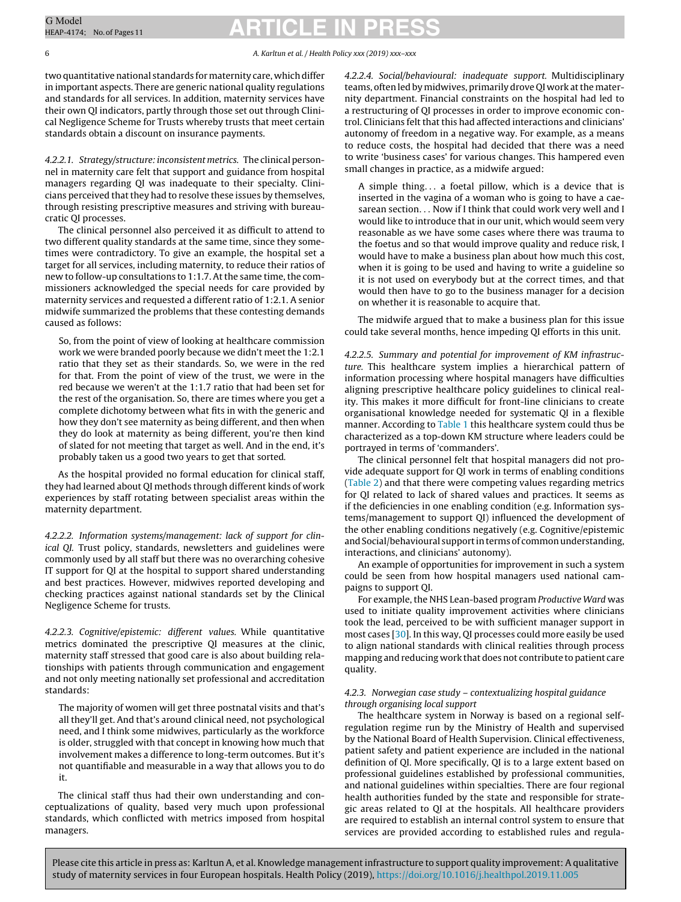two quantitative national standards for maternity care, which differ in important aspects. There are generic national quality regulations and standards for all services. In addition, maternity services have their own QI indicators, partly through those set out through Clinical Negligence Scheme for Trusts whereby trusts that meet certain standards obtain a discount on insurance payments.

#### 4.2.2.1. Strategy/structure: inconsistent metrics.

The clinical personnel in maternity care felt that support and guidance from hospital managers regarding QI was inadequate to their specialty. Clinicians perceived that they had to resolve these issues by themselves, through resisting prescriptive measures and striving with bureaucratic QI processes.

The clinical personnel also perceived it as difficult to attend to two different quality standards at the same time, since they sometimes were contradictory. To give an example, the hospital set a target for all services, including maternity, to reduce their ratios of new to follow-up consultations to 1:1.7. At the same time, the commissioners acknowledged the special needs for care provided by maternity services and requested a different ratio of 1:2.1. A senior midwife summarized the problems that these contesting demands caused as follows:

> So, from the point of view of looking at healthcare commission work we were branded poorly because we didn't meet the 1:2.1 ratio that they set as their standards. So, we were in the red for that. From the point of view of the trust, we were in the red because we weren't at the 1:1.7 ratio that had been set for the rest of the organisation. So, there are times where you get a complete dichotomy between what fits in with the generic and how they don't see maternity as being different, and then when they do look at maternity as being different, you're then kind of slated for not meeting that target as well. And in the end, it's probably taken us a good two years to get that sorted.

As the hospital provided no formal education for clinical staff, they had learned about QI methods through different kinds of work experiences by staff rotating between specialist areas within the maternity department.

#### 4.2.2.2. Information systems/management: lack of support for clinical QI.

Trust policy, standards, newsletters and guidelines were commonly used by all staff but there was no overarching cohesive IT support for QI at the hospital to support shared understanding and best practices. However, midwives reported developing and checking practices against national standards set by the Clinical Negligence Scheme for trusts.

#### 4.2.2.3. Cognitive/epistemic: different values.

While quantitative metrics dominated the prescriptive QI measures at the clinic, maternity staff stressed that good care is also about building relationships with patients through communication and engagement and not only meeting nationally set professional and accreditation standards:

> The majority of women will get three postnatal visits and that's all they'll get. And that's around clinical need, not psychological need, and I think some midwives, particularly as the workforce is older, struggled with that concept in knowing how much that involvement makes a difference to long-term outcomes. But it's not quantifiable and measurable in a way that allows you to do it.

The clinical staff thus had their own understanding and conceptualizations of quality, based very much upon professional standards, which conflicted with metrics imposed from hospital managers.

#### 4.2.2.4. Social/behavioural: inadequate support.

Multidisciplinary teams, often led by midwives, primarily drove QI work at the maternity department. Financial constraints on the hospital had led to a restructuring of QI processes in order to improve economic control. Clinicians felt that this had affected interactions and clinicians' autonomy of freedom in a negative way. For example, as a means to reduce costs, the hospital had decided that there was a need to write 'business cases' for various changes. This hampered even small changes in practice, as a midwife argued:

> A simple thing... a foetal pillow, which is a device that is inserted in the vagina of a woman who is going to have a caesarean section... Now if I think that could work very well and I would like to introduce that in our unit, which would seem very reasonable as we have some cases where there was trauma to the foetus and so that would improve quality and reduce risk, I would have to make a business plan about how much this cost, when it is going to be used and having to write a guideline so it is not used on everybody but at the correct times, and that would then have to go to the business manager for a decision on whether it is reasonable to acquire that.

The midwife argued that to make a business plan for this issue could take several months, hence impeding QI efforts in this unit.

#### 4.2.2.5. Summary and potential for improvement of KM infrastructure.

This healthcare system implies a hierarchical pattern of information processing where hospital managers have difficulties aligning prescriptive healthcare policy guidelines to clinical reality. This makes it more difficult for front-line clinicians to create organisational knowledge needed for systematic QI in a flexible manner. According to Table 1 this healthcare system could thus be characterized as a top-down KM structure where leaders could be portrayed in terms of 'commanders'.

The clinical personnel felt that hospital managers did not provide adequate support for QI work in terms of enabling conditions (Table 2) and that there were competing values regarding metrics for QI related to lack of shared values and practices. It seems as if the deficiencies in one enabling condition (e.g. Information systems/management to support QI) influenced the development of the other enabling conditions negatively (e.g. Cognitive/epistemic and Social/behavioural support in terms of common understanding, interactions, and clinicians' autonomy).

An example of opportunities for improvement in such a system could be seen from how hospital managers used national campaigns to support QI.

For example, the NHS Lean-based program *Productive Ward* was used to initiate quality improvement activities where clinicians took the lead, perceived to be with sufficient manager support in most cases [30]. In this way, QI processes could more easily be used to align national standards with clinical realities through process mapping and reducing work that does not contribute to patient care quality.

### 4.2.3. Norwegian case study – contextualizing hospital guidance through organising local support

The healthcare system in Norway is based on a regional self-regulation regime run by the Ministry of Health and supervised by the National Board of Health Supervision. Clinical effectiveness, patient safety and patient experience are included in the national definition of QI. More specifically, QI is to a large extent based on professional guidelines established by professional communities, and national guidelines within specialties. There are four regional health authorities funded by the state and responsible for strategic areas related to QI at the hospitals. All healthcare providers are required to establish an internal control system to ensure that services are provided according to established rules and regula-

Please cite this article in press as: Karltun A, et al. Knowledge management infrastructure to support quality improvement: A qualitative study of maternity services in four European hospitals. Health Policy (2019), https://doi.org/10.1016/j.healthpol.2019.11.005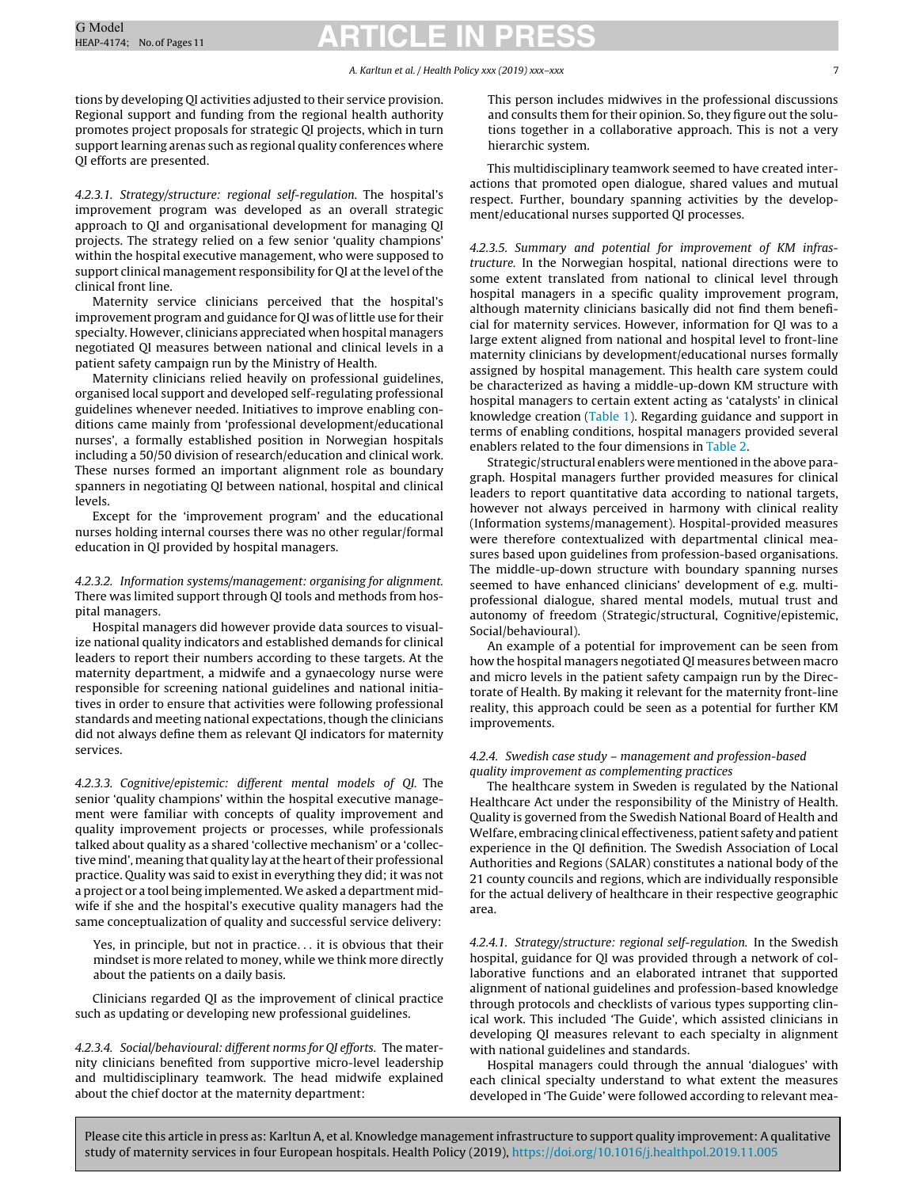tions by developing QI activities adjusted to their service provision. Regional support and funding from the regional health authority promotes project proposals for strategic QI projects, which in turn support learning arenas such as regional quality conferences where QI efforts are presented.

*4.2.3.1. Strategy/structure: regional self-regulation.* The hospital's improvement program was developed as an overall strategic approach to QI and organisational development for managing QI projects. The strategy relied on a few senior 'quality champions' within the hospital executive management, who were supposed to support clinical management responsibility for QI at the level of the clinical front line.

Maternity service clinicians perceived that the hospital's improvement program and guidance for QI was of little use for their specialty. However, clinicians appreciated when hospital managers negotiated QI measures between national and clinical levels in a patient safety campaign run by the Ministry of Health.

Maternity clinicians relied heavily on professional guidelines, organised local support and developed self-regulating professional guidelines whenever needed. Initiatives to improve enabling conditions came mainly from 'professional development/educational nurses', a formally established position in Norwegian hospitals including a 50/50 division of research/education and clinical work. These nurses formed an important alignment role as boundary spanners in negotiating QI between national, hospital and clinical levels.

Except for the 'improvement program' and the educational nurses holding internal courses there was no other regular/formal education in QI provided by hospital managers.

*4.2.3.2. Information systems/management: organising for alignment.* There was limited support through QI tools and methods from hospital managers.

Hospital managers did however provide data sources to visualize national quality indicators and established demands for clinical leaders to report their numbers according to these targets. At the maternity department, a midwife and a gynaecology nurse were responsible for screening national guidelines and national initiatives in order to ensure that activities were following professional standards and meeting national expectations, though the clinicians did not always define them as relevant QI indicators for maternity services.

*4.2.3.3. Cognitive/epistemic: different mental models of QI.* The senior 'quality champions' within the hospital executive management were familiar with concepts of quality improvement and quality improvement projects or processes, while professionals talked about quality as a shared 'collective mechanism' or a 'collective mind', meaning that quality lay at the heart of their professional practice. Quality was said to exist in everything they did; it was not a project or a tool being implemented. We asked a department midwife if she and the hospital's executive quality managers had the same conceptualization of quality and successful service delivery:

> Yes, in principle, but not in practice... it is obvious that their mindset is more related to money, while we think more directly about the patients on a daily basis.

Clinicians regarded QI as the improvement of clinical practice such as updating or developing new professional guidelines.

*4.2.3.4. Social/behavioural: different norms for QI efforts.* The maternity clinicians benefited from supportive micro-level leadership and multidisciplinary teamwork. The head midwife explained about the chief doctor at the maternity department:

> This person includes midwives in the professional discussions and consults them for their opinion. So, they figure out the solutions together in a collaborative approach. This is not a very hierarchic system.

This multidisciplinary teamwork seemed to have created interactions that promoted open dialogue, shared values and mutual respect. Further, boundary spanning activities by the development/educational nurses supported QI processes.

*4.2.3.5. Summary and potential for improvement of KM infrastructure.* In the Norwegian hospital, national directions were to some extent translated from national to clinical level through hospital managers in a specific quality improvement program, although maternity clinicians basically did not find them beneficial for maternity services. However, information for QI was to a large extent aligned from national and hospital level to front-line maternity clinicians by development/educational nurses formally assigned by hospital management. This health care system could be characterized as having a middle-up-down KM structure with hospital managers to certain extent acting as 'catalysts' in clinical knowledge creation (Table 1). Regarding guidance and support in terms of enabling conditions, hospital managers provided several enablers related to the four dimensions in Table 2.

Strategic/structural enablers were mentioned in the above paragraph. Hospital managers further provided measures for clinical leaders to report quantitative data according to national targets, however not always perceived in harmony with clinical reality (Information systems/management). Hospital-provided measures were therefore contextualized with departmental clinical measures based upon guidelines from profession-based organisations. The middle-up-down structure with boundary spanning nurses seemed to have enhanced clinicians' development of e.g. multi-professional dialogue, shared mental models, mutual trust and autonomy of freedom (Strategic/structural, Cognitive/epistemic, Social/behavioural).

An example of a potential for improvement can be seen from how the hospital managers negotiated QI measures between macro and micro levels in the patient safety campaign run by the Directorate of Health. By making it relevant for the maternity front-line reality, this approach could be seen as a potential for further KM improvements.

#### 4.2.4. Swedish case study – management and profession-based quality improvement as complementing practices

The healthcare system in Sweden is regulated by the National Healthcare Act under the responsibility of the Ministry of Health. Quality is governed from the Swedish National Board of Health and Welfare, embracing clinical effectiveness, patient safety and patient experience in the QI definition. The Swedish Association of Local Authorities and Regions (SALAR) constitutes a national body of the 21 county councils and regions, which are individually responsible for the actual delivery of healthcare in their respective geographic area.

*4.2.4.1. Strategy/structure: regional self-regulation.* In the Swedish hospital, guidance for QI was provided through a network of collaborative functions and an elaborated intranet that supported alignment of national guidelines and profession-based knowledge through protocols and checklists of various types supporting clinical work. This included 'The Guide', which assisted clinicians in developing QI measures relevant to each specialty in alignment with national guidelines and standards.

Hospital managers could through the annual 'dialogues' with each clinical specialty understand to what extent the measures developed in 'The Guide' were followed according to relevant mea-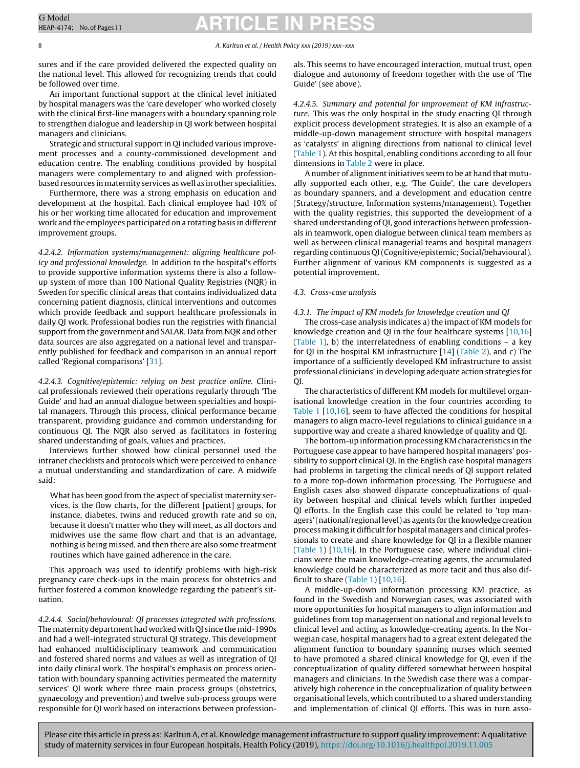sures and if the care provided delivered the expected quality on the national level. This allowed for recognizing trends that could be followed over time.

An important functional support at the clinical level initiated by hospital managers was the 'care developer' who worked closely with the clinical first-line managers with a boundary spanning role to strengthen dialogue and leadership in QI work between hospital managers and clinicians.

Strategic and structural support in QI included various improvement processes and a county-commissioned development and education centre. The enabling conditions provided by hospital managers were complementary to and aligned with profession-based resources in maternity services as well as in other specialities.

Furthermore, there was a strong emphasis on education and development at the hospital. Each clinical employee had 10% of his or her working time allocated for education and improvement work and the employees participated on a rotating basis in different improvement groups.

*4.2.4.2. Information systems/management: aligning healthcare policy and professional knowledge.* In addition to the hospital's efforts to provide supportive information systems there is also a follow-up system of more than 100 National Quality Registries (NQR) in Sweden for specific clinical areas that contains individualized data concerning patient diagnosis, clinical interventions and outcomes which provide feedback and support healthcare professionals in daily QI work. Professional bodies run the registries with financial support from the government and SALAR. Data from NQR and other data sources are also aggregated on a national level and transparently published for feedback and comparison in an annual report called 'Regional comparisons' [31].

*4.2.4.3. Cognitive/epistemic: relying on best practice online.* Clinical professionals reviewed their operations regularly through 'The Guide' and had an annual dialogue between specialties and hospital managers. Through this process, clinical performance became transparent, providing guidance and common understanding for continuous QI. The NQR also served as facilitators in fostering shared understanding of goals, values and practices.

Interviews further showed how clinical personnel used the intranet checklists and protocols which were perceived to enhance a mutual understanding and standardization of care. A midwife said:

> What has been good from the aspect of specialist maternity services, is the flow charts, for the different [patient] groups, for instance, diabetes, twins and reduced growth rate and so on, because it doesn't matter who they will meet, as all doctors and midwives use the same flow chart and that is an advantage, nothing is being missed, and then there are also some treatment routines which have gained adherence in the care.

This approach was used to identify problems with high-risk pregnancy care check-ups in the main process for obstetrics and further fostered a common knowledge regarding the patient's situation.

*4.2.4.4. Social/behavioural: QI processes integrated with professions.* The maternity department had worked with QI since the mid-1990s and had a well-integrated structural QI strategy. This development had enhanced multidisciplinary teamwork and communication and fostered shared norms and values as well as integration of QI into daily clinical work. The hospital's emphasis on process orientation with boundary spanning activities permeated the maternity services' QI work where three main process groups (obstetrics, gynaecology and prevention) and twelve sub-process groups were responsible for QI work based on interactions between professionals. This seems to have encouraged interaction, mutual trust, open dialogue and autonomy of freedom together with the use of 'The Guide' (see above).

*4.2.4.5. Summary and potential for improvement of KM infrastructure.* This was the only hospital in the study enacting QI through explicit process development strategies. It is also an example of a middle-up-down management structure with hospital managers as 'catalysts' in aligning directions from national to clinical level (Table 1). At this hospital, enabling conditions according to all four dimensions in Table 2 were in place.

A number of alignment initiatives seem to be at hand that mutually supported each other, e.g. 'The Guide', the care developers as boundary spanners, and a development and education centre (Strategy/structure, Information systems/management). Together with the quality registries, this supported the development of a shared understanding of QI, good interactions between professionals in teamwork, open dialogue between clinical team members as well as between clinical managerial teams and hospital managers regarding continuous QI (Cognitive/epistemic; Social/behavioural). Further alignment of various KM components is suggested as a potential improvement.

### 4.3. Cross-case analysis

#### 4.3.1. The impact of KM models for knowledge creation and QI

The cross-case analysis indicates a) the impact of KM models for knowledge creation and QI in the four healthcare systems [10,16] (Table 1), b) the interrelatedness of enabling conditions – a key for QI in the hospital KM infrastructure [14] (Table 2), and c) The importance of a sufficiently developed KM infrastructure to assist professional clinicians' in developing adequate action strategies for QI.

The characteristics of different KM models for multilevel organisational knowledge creation in the four countries according to Table 1 [10,16], seem to have affected the conditions for hospital managers to align macro-level regulations to clinical guidance in a supportive way and create a shared knowledge of quality and QI.

The bottom-up information processing KM characteristics in the Portuguese case appear to have hampered hospital managers' possibility to support clinical QI. In the English case hospital managers had problems in targeting the clinical needs of QI support related to a more top-down information processing. The Portuguese and English cases also showed disparate conceptualizations of quality between hospital and clinical levels which further impeded QI efforts. In the English case this could be related to 'top managers' (national/regional level) as agents for the knowledge creation process making it difficult for hospital managers and clinical professionals to create and share knowledge for QI in a flexible manner (Table 1) [10,16]. In the Portuguese case, where individual clinicians were the main knowledge-creating agents, the accumulated knowledge could be characterized as more tacit and thus also difficult to share (Table 1) [10,16].

A middle-up-down information processing KM practice, as found in the Swedish and Norwegian cases, was associated with more opportunities for hospital managers to align information and guidelines from top management on national and regional levels to clinical level and acting as knowledge-creating agents. In the Norwegian case, hospital managers had to a great extent delegated the alignment function to boundary spanning nurses which seemed to have promoted a shared clinical knowledge for QI, even if the conceptualization of quality differed somewhat between hospital managers and clinicians. In the Swedish case there was a comparatively high coherence in the conceptualization of quality between organisational levels, which contributed to a shared understanding and implementation of clinical QI efforts. This was in turn asso-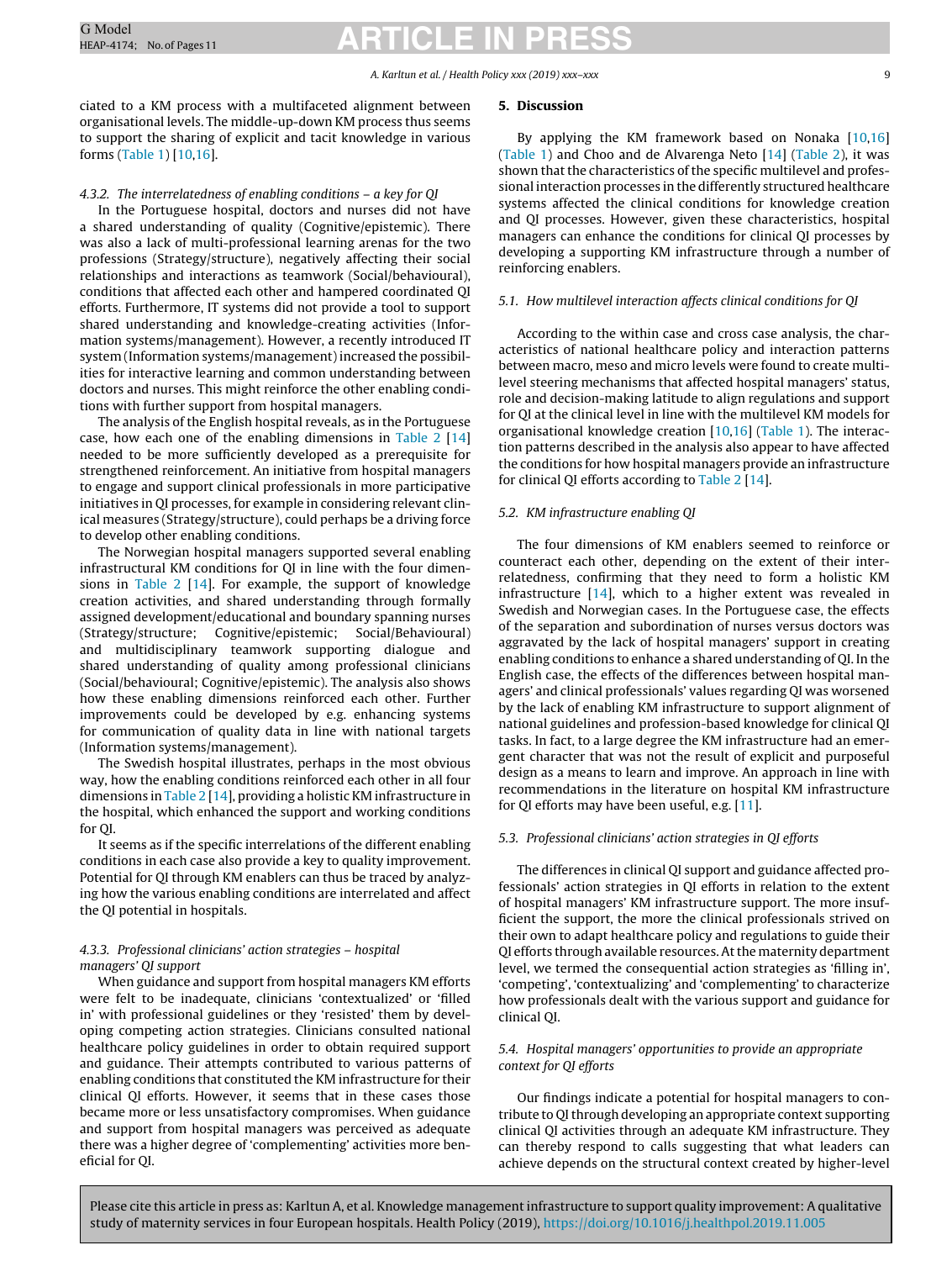ciated to a KM process with a multifaceted alignment between organisational levels. The middle-up-down KM process thus seems to support the sharing of explicit and tacit knowledge in various forms (Table 1) [10,16].

#### 4.3.2. The interrelatedness of enabling conditions – a key for QI

In the Portuguese hospital, doctors and nurses did not have a shared understanding of quality (Cognitive/epistemic). There was also a lack of multi-professional learning arenas for the two professions (Strategy/structure), negatively affecting their social relationships and interactions as teamwork (Social/behavioural), conditions that affected each other and hampered coordinated QI efforts. Furthermore, IT systems did not provide a tool to support shared understanding and knowledge-creating activities (Information systems/management). However, a recently introduced IT system (Information systems/management) increased the possibilities for interactive learning and common understanding between doctors and nurses. This might reinforce the other enabling conditions with further support from hospital managers.

The analysis of the English hospital reveals, as in the Portuguese case, how each one of the enabling dimensions in Table 2 [14] needed to be more sufficiently developed as a prerequisite for strengthened reinforcement. An initiative from hospital managers to engage and support clinical professionals in more participative initiatives in QI processes, for example in considering relevant clinical measures (Strategy/structure), could perhaps be a driving force to develop other enabling conditions.

The Norwegian hospital managers supported several enabling infrastructural KM conditions for QI in line with the four dimensions in Table 2 [14]. For example, the support of knowledge creation activities, and shared understanding through formally assigned development/educational and boundary spanning nurses (Strategy/structure; Cognitive/epistemic; Social/Behavioural) and multidisciplinary teamwork supporting dialogue and shared understanding of quality among professional clinicians (Social/behavioural; Cognitive/epistemic). The analysis also shows how these enabling dimensions reinforced each other. Further improvements could be developed by e.g. enhancing systems for communication of quality data in line with national targets (Information systems/management).

The Swedish hospital illustrates, perhaps in the most obvious way, how the enabling conditions reinforced each other in all four dimensions in Table 2 [14], providing a holistic KM infrastructure in the hospital, which enhanced the support and working conditions for QI.

It seems as if the specific interrelations of the different enabling conditions in each case also provide a key to quality improvement. Potential for QI through KM enablers can thus be traced by analyzing how the various enabling conditions are interrelated and affect the QI potential in hospitals.

#### 4.3.3. Professional clinicians' action strategies – hospital managers' QI support

When guidance and support from hospital managers KM efforts were felt to be inadequate, clinicians 'contextualized' or 'filled in' with professional guidelines or they 'resisted' them by developing competing action strategies. Clinicians consulted national healthcare policy guidelines in order to obtain required support and guidance. Their attempts contributed to various patterns of enabling conditions that constituted the KM infrastructure for their clinical QI efforts. However, it seems that in these cases those became more or less unsatisfactory compromises. When guidance and support from hospital managers was perceived as adequate there was a higher degree of 'complementing' activities more beneficial for QI.

## 5. Discussion

By applying the KM framework based on Nonaka [10,16] (Table 1) and Choo and de Alvarenga Neto [14] (Table 2), it was shown that the characteristics of the specific multilevel and professional interaction processes in the differently structured healthcare systems affected the clinical conditions for knowledge creation and QI processes. However, given these characteristics, hospital managers can enhance the conditions for clinical QI processes by developing a supporting KM infrastructure through a number of reinforcing enablers.

### 5.1. How multilevel interaction affects clinical conditions for QI

According to the within case and cross case analysis, the characteristics of national healthcare policy and interaction patterns between macro, meso and micro levels were found to create multilevel steering mechanisms that affected hospital managers' status, role and decision-making latitude to align regulations and support for QI at the clinical level in line with the multilevel KM models for organisational knowledge creation [10,16] (Table 1). The interaction patterns described in the analysis also appear to have affected the conditions for how hospital managers provide an infrastructure for clinical QI efforts according to Table 2 [14].

### 5.2. KM infrastructure enabling QI

The four dimensions of KM enablers seemed to reinforce or counteract each other, depending on the extent of their interrelatedness, confirming that they need to form a holistic KM infrastructure [14], which to a higher extent was revealed in Swedish and Norwegian cases. In the Portuguese case, the effects of the separation and subordination of nurses versus doctors was aggravated by the lack of hospital managers' support in creating enabling conditions to enhance a shared understanding of QI. In the English case, the effects of the differences between hospital managers' and clinical professionals' values regarding QI was worsened by the lack of enabling KM infrastructure to support alignment of national guidelines and profession-based knowledge for clinical QI tasks. In fact, to a large degree the KM infrastructure had an emergent character that was not the result of explicit and purposeful design as a means to learn and improve. An approach in line with recommendations in the literature on hospital KM infrastructure for QI efforts may have been useful, e.g. [11].

### 5.3. Professional clinicians' action strategies in QI efforts

The differences in clinical QI support and guidance affected professionals' action strategies in QI efforts in relation to the extent of hospital managers' KM infrastructure support. The more insufficient the support, the more the clinical professionals strived on their own to adapt healthcare policy and regulations to guide their QI efforts through available resources. At the maternity department level, we termed the consequential action strategies as 'filling in', 'competing', 'contextualizing' and 'complementing' to characterize how professionals dealt with the various support and guidance for clinical QI.

### 5.4. Hospital managers' opportunities to provide an appropriate context for QI efforts

Our findings indicate a potential for hospital managers to contribute to QI through developing an appropriate context supporting clinical QI activities through an adequate KM infrastructure. They can thereby respond to calls suggesting that what leaders can achieve depends on the structural context created by higher-level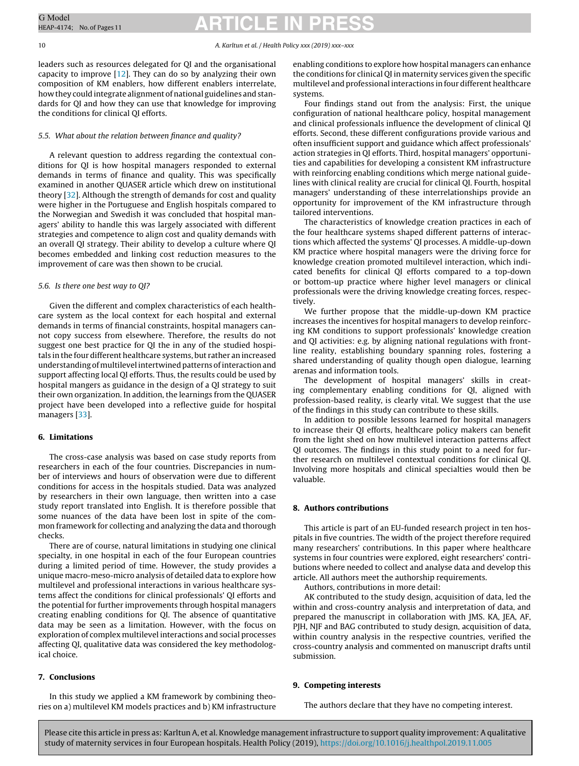leaders such as resources delegated for QI and the organisational capacity to improve [12]. They can do so by analyzing their own composition of KM enablers, how different enablers interrelate, how they could integrate alignment of national guidelines and standards for QI and how they can use that knowledge for improving the conditions for clinical QI efforts.

### 5.5. What about the relation between finance and quality?

A relevant question to address regarding the contextual conditions for QI is how hospital managers responded to external demands in terms of finance and quality. This was specifically examined in another QUASER article which drew on institutional theory [32]. Although the strength of demands for cost and quality were higher in the Portuguese and English hospitals compared to the Norwegian and Swedish it was concluded that hospital managers' ability to handle this was largely associated with different strategies and competence to align cost and quality demands with an overall QI strategy. Their ability to develop a culture where QI becomes embedded and linking cost reduction measures to the improvement of care was then shown to be crucial.

### 5.6. Is there one best way to QI?

Given the different and complex characteristics of each healthcare system as the local context for each hospital and external demands in terms of financial constraints, hospital managers cannot copy success from elsewhere. Therefore, the results do not suggest one best practice for QI in any of the studied hospitals in the four different healthcare systems, but rather an increased understanding of multilevel intertwined patterns of interaction and support affecting local QI efforts. Thus, the results could be used by hospital mangers as guidance in the design of a QI strategy to suit their own organization. In addition, the learnings from the QUASER project have been developed into a reflective guide for hospital managers [33].

## 6. Limitations

The cross-case analysis was based on case study reports from researchers in each of the four countries. Discrepancies in number of interviews and hours of observation were due to different conditions for access in the hospitals studied. Data was analyzed by researchers in their own language, then written into a case study report translated into English. It is therefore possible that some nuances of the data have been lost in spite of the common framework for collecting and analyzing the data and thorough checks.

There are of course, natural limitations in studying one clinical specialty, in one hospital in each of the four European countries during a limited period of time. However, the study provides a unique macro-meso-micro analysis of detailed data to explore how multilevel and professional interactions in various healthcare systems affect the conditions for clinical professionals' QI efforts and the potential for further improvements through hospital managers creating enabling conditions for QI. The absence of quantitative data may be seen as a limitation. However, with the focus on exploration of complex multilevel interactions and social processes affecting QI, qualitative data was considered the key methodological choice.

## 7. Conclusions

In this study we applied a KM framework by combining theories on a) multilevel KM models practices and b) KM infrastructure enabling conditions to explore how hospital managers can enhance the conditions for clinical QI in maternity services given the specific multilevel and professional interactions in four different healthcare systems.

Four findings stand out from the analysis: First, the unique configuration of national healthcare policy, hospital management and clinical professionals influence the development of clinical QI efforts. Second, these different configurations provide various and often insufficient support and guidance which affect professionals' action strategies in QI efforts. Third, hospital managers' opportunities and capabilities for developing a consistent KM infrastructure with reinforcing enabling conditions which merge national guidelines with clinical reality are crucial for clinical QI. Fourth, hospital managers' understanding of these interrelationships provide an opportunity for improvement of the KM infrastructure through tailored interventions.

The characteristics of knowledge creation practices in each of the four healthcare systems shaped different patterns of interactions which affected the systems' QI processes. A middle-up-down KM practice where hospital managers were the driving force for knowledge creation promoted multilevel interaction, which indicated benefits for clinical QI efforts compared to a top-down or bottom-up practice where higher level managers or clinical professionals were the driving knowledge creating forces, respectively.

We further propose that the middle-up-down KM practice increases the incentives for hospital managers to develop reinforcing KM conditions to support professionals' knowledge creation and QI activities: e.g. by aligning national regulations with frontline reality, establishing boundary spanning roles, fostering a shared understanding of quality though open dialogue, learning arenas and information tools.

The development of hospital managers' skills in creating complementary enabling conditions for QI, aligned with profession-based reality, is clearly vital. We suggest that the use of the findings in this study can contribute to these skills.

In addition to possible lessons learned for hospital managers to increase their QI efforts, healthcare policy makers can benefit from the light shed on how multilevel interaction patterns affect QI outcomes. The findings in this study point to a need for further research on multilevel contextual conditions for clinical QI. Involving more hospitals and clinical specialties would then be valuable.

## 8. Authors contributions

This article is part of an EU-funded research project in ten hospitals in five countries. The width of the project therefore required many researchers' contributions. In this paper where healthcare systems in four countries were explored, eight researchers' contributions where needed to collect and analyse data and develop this article. All authors meet the authorship requirements.

Authors, contributions in more detail:

AK contributed to the study design, acquisition of data, led the within and cross-country analysis and interpretation of data, and prepared the manuscript in collaboration with JMS. KA, JEA, AF, PJH, NJF and BAG contributed to study design, acquisition of data, within country analysis in the respective countries, verified the cross-country analysis and commented on manuscript drafts until submission.

## 9. Competing interests

The authors declare that they have no competing interest.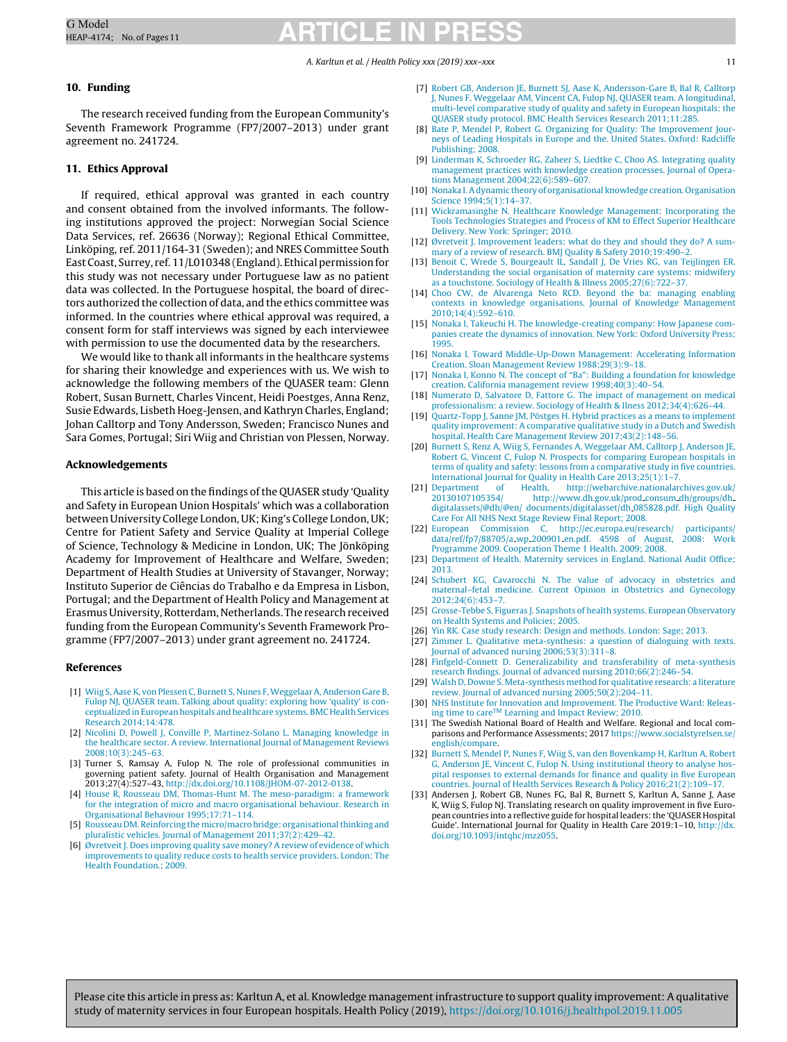## 10. Funding

The research received funding from the European Community's Seventh Framework Programme (FP7/2007–2013) under grant agreement no. 241724.

## 11. Ethics Approval

If required, ethical approval was granted in each country and consent obtained from the involved informants. The following institutions approved the project: Norwegian Social Science Data Services, ref. 26636 (Norway); Regional Ethical Committee, Linköping, ref. 2011/164-31 (Sweden); and NRES Committee South East Coast, Surrey, ref. 11/L010348 (England). Ethical permission for this study was not necessary under Portuguese law as no patient data was collected. In the Portuguese hospital, the board of directors authorized the collection of data, and the ethics committee was informed. In the countries where ethical approval was required, a consent form for staff interviews was signed by each interviewee with permission to use the documented data by the researchers.

We would like to thank all informants in the healthcare systems for sharing their knowledge and experiences with us. We wish to acknowledge the following members of the QUASER team: Glenn Robert, Susan Burnett, Charles Vincent, Heidi Poestges, Anna Renz, Susie Edwards, Lisbeth Hoeg-Jensen, and Kathryn Charles, England; Johan Calltorp and Tony Andersson, Sweden; Francisco Nunes and Sara Gomes, Portugal; Siri Wiig and Christian von Plessen, Norway.

## Acknowledgements

This article is based on the findings of the QUASER study 'Quality and Safety in European Union Hospitals' which was a collaboration between University College London, UK; King's College London, UK; Centre for Patient Safety and Service Quality at Imperial College of Science, Technology & Medicine in London, UK; The Jönköping Academy for Improvement of Healthcare and Welfare, Sweden; Department of Health Studies at University of Stavanger, Norway; Instituto Superior de Ciências do Trabalho e da Empresa in Lisbon, Portugal; and the Department of Health Policy and Management at Erasmus University, Rotterdam, Netherlands. The research received funding from the European Community's Seventh Framework Programme (FP7/2007–2013) under grant agreement no. 241724.

## References

[1] Wiig S, Aase K, von Plessen C, Burnett S, Nunes F, Weggelaar A, Anderson Gare B, Fulop NJ, QUASER team. Talking about quality: exploring how 'quality' is conceptualized in European hospitals and healthcare systems. BMC Health Services Research 2014;14:478.

[2] Nicolini D, Powell J, Conville P, Martinez-Solano L. Managing knowledge in the healthcare sector. A review. International Journal of Management Reviews 2008;10(3):245–63.

[3] Turner S, Ramsay A, Fulop N. The role of professional communities in governing patient safety. Journal of Health Organisation and Management 2013;27(4):527–43, http://dx.doi.org/10.1108/JHOM-07-2012-0138.

[4] House R, Rousseau DM, Thomas-Hunt M. The meso-paradigm: a framework for the integration of micro and macro organisational behaviour. Research in Organisational Behaviour 1995;17:71–114.

[5] Rousseau DM. Reinforcing the micro/macro bridge: organisational thinking and pluralistic vehicles. Journal of Management 2011;37(2):429–42.

[6] Øvretveit J. Does improving quality save money? A review of evidence of which improvements to quality reduce costs to health service providers. London: The Health Foundation.; 2009.

[7] Robert GB, Anderson JE, Burnett SJ, Aase K, Andersson-Gare B, Bal R, Calltorp J, Nunes F, Weggelaar AM, Vincent CA, Fulop NJ, QUASER team. A longitudinal, multi-level comparative study of quality and safety in European hospitals: the QUASER study protocol. BMC Health Services Research 2011;11:285.

[8] Bate P, Mendel P, Robert G. Organizing for Quality: The Improvement Journeys of Leading Hospitals in Europe and the. United States. Oxford: Radcliffe Publishing; 2008.

[9] Linderman K, Schroeder RG, Zaheer S, Liedtke C, Choo AS. Integrating quality management practices with knowledge creation processes. Journal of Operations Management 2004;22(6):589–607.

[10] Nonaka I. A dynamic theory of organisational knowledge creation. Organisation Science 1994;5(1):14–37.

[11] Wickramasinghe N. Healthcare Knowledge Management: Incorporating the Tools Technologies Strategies and Process of KM to Effect Superior Healthcare Delivery. New York: Springer; 2010.

[12] Øvretveit J. Improvement leaders: what do they and should they do? A summary of a review of research. BMJ Quality & Safety 2010;19:490–2.

[13] Benoit C, Wrede S, Bourgeault IL, Sandall J, De Vries RG, van Teijlingen ER. Understanding the social organisation of maternity care systems: midwifery as a touchstone. Sociology of Health & Illness 2005;27(6):722–37.

[14] Choo CW, de Alvarenga Neto RCD. Beyond the ba: managing enabling contexts in knowledge organisations. Journal of Knowledge Management 2010;14(4):592–610.

[15] Nonaka I, Takeuchi H. The knowledge-creating company: How Japanese companies create the dynamics of innovation. New York: Oxford University Press; 1995.

[16] Nonaka I. Toward Middle-Up-Down Management: Accelerating Information Creation. Sloan Management Review 1988;29(3):9–18.

[17] Nonaka I, Konno N. The concept of "Ba": Building a foundation for knowledge creation. California management review 1998;40(3):40–54.

[18] Numerato D, Salvatore D, Fattore G. The impact of management on medical professionalism: a review. Sociology of Health & Ilness 2012;34(4):626–44.

[19] Quartz-Topp J, Sanne JM, Pöstges H. Hybrid practices as a means to implement quality improvement: A comparative qualitative study in a Dutch and Swedish hospital. Health Care Management Review 2017;43(2):148–56.

[20] Burnett S, Renz A, Wiig S, Fernandes A, Weggelaar AM, Calltorp J, Anderson JE, Robert G, Vincent C, Fulop N. Prospects for comparing European hospitals in terms of quality and safety: lessons from a comparative study in five countries. International Journal for Quality in Health Care 2013;25(1):1–7.

[21] Department of Health. http://webarchive.nationalarchives.gov.uk/20130107105354/ http://www.dh.gov.uk/prod_consum_dh/groups/dh_digitalassets/@dh/@en/ documents/digitalasset/dh_085828.pdf. High Quality Care For All NHS Next Stage Review Final Report; 2008.

[22] European Commission C, http://ec.europa.eu/research/ participants/data/ref/fp7/88705/a_wp_200901_en.pdf. 4598 of August, 2008: Work Programme 2009. Cooperation Theme 1 Health. 2009; 2008.

[23] Department of Health. Maternity services in England. National Audit Office; 2013.

[24] Schubert KG, Cavarocchi N. The value of advocacy in obstetrics and maternal–fetal medicine. Current Opinion in Obstetrics and Gynecology 2012;24(6):453–7.

[25] Grosse-Tebbe S, Figueras J. Snapshots of health systems. European Observatory on Health Systems and Policies; 2005.

[26] Yin RK. Case study research: Design and methods. London: Sage; 2013.

[27] Zimmer L. Qualitative meta-synthesis: a question of dialoguing with texts. Journal of advanced nursing 2006;53(3):311–8.

[28] Finfgeld-Connett D. Generalizability and transferability of meta-synthesis research findings. Journal of advanced nursing 2010;66(2):246–54.

[29] Walsh D, Downe S. Meta-synthesis method for qualitative research: a literature review. Journal of advanced nursing 2005;50(2):204–11.

[30] NHS Institute for Innovation and Improvement. The Productive Ward: Releasing time to care™ Learning and Impact Review; 2010.

[31] The Swedish National Board of Health and Welfare. Regional and local comparisons and Performance Assessments; 2017 https://www.socialstyrelsen.se/english/compare.

[32] Burnett S, Mendel P, Nunes F, Wiig S, van den Bovenkamp H, Karltun A, Robert G, Anderson JE, Vincent C, Fulop NJ. Using institutional theory to analyse hospital responses to external demands for finance and quality in five European countries. Journal of Health Services Research & Policy 2016;21(2):109–17.

[33] Andersen J, Robert GB, Nunes FG, Bal R, Burnett S, Karltun A, Sanne J, Aase K, Wiig S, Fulop NJ. Translating research on quality improvement in five European countries into a reflective guide for hospital leaders: the 'QUASER Hospital Guide'. International Journal for Quality in Health Care 2019:1–10, http://dx.doi.org/10.1093/intqhc/mzz055.

Please cite this article in press as: Karltun A, et al. Knowledge management infrastructure to support quality improvement: A qualitative study of maternity services in four European hospitals. Health Policy (2019), https://doi.org/10.1016/j.healthpol.2019.11.005